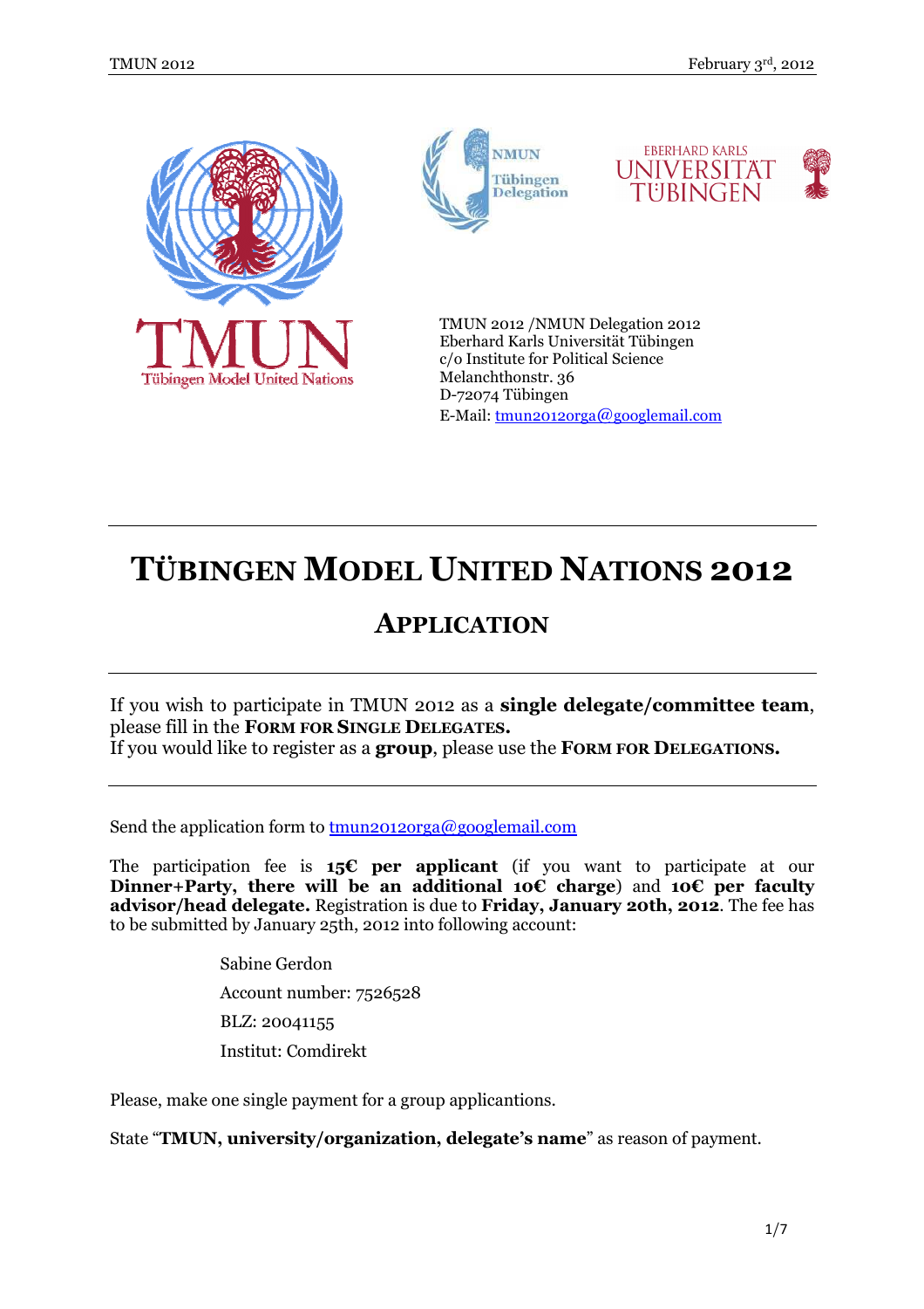TMUN 2012 /NMUN Delegation 2012
Eberhard Karls Universität Tübingen
c/o Institute for Political Science
Melanchthonstr. 36
D-72074 Tübingen
E-Mail: tmun2012orga@googlemail.com

# TÜBINGEN MODEL UNITED NATIONS 2012

## APPLICATION

If you wish to participate in TMUN 2012 as a **single delegate/committee team**, please fill in the **FORM FOR SINGLE DELEGATES.**
If you would like to register as a **group**, please use the **FORM FOR DELEGATIONS.**

Send the application form to tmun2012orga@googlemail.com

The participation fee is **15€ per applicant** (if you want to participate at our **Dinner+Party, there will be an additional 10€ charge**) and **10€ per faculty advisor/head delegate.** Registration is due to **Friday, January 20th, 2012**. The fee has to be submitted by January 25th, 2012 into following account:

Sabine Gerdon
Account number: 7526528
BLZ: 20041155
Institut: Comdirekt

Please, make one single payment for a group applicantions.

State "**TMUN, university/organization, delegate's name**" as reason of payment.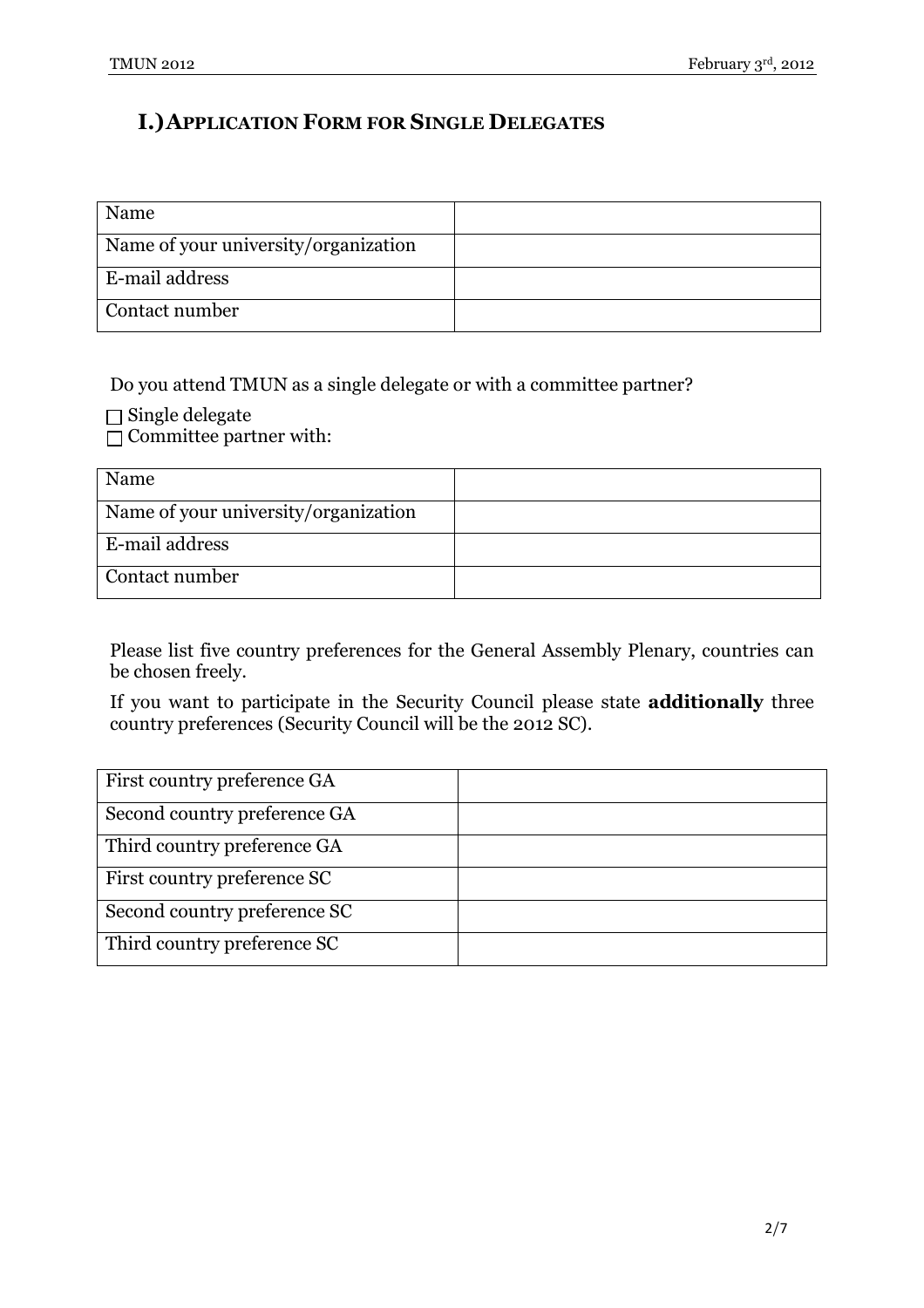## I.) Application Form for Single Delegates

| Name | |
|---|---|
| Name of your university/organization | |
| E-mail address | |
| Contact number | |

Do you attend TMUN as a single delegate or with a committee partner?

☐ Single delegate
☐ Committee partner with:

| Name | |
|---|---|
| Name of your university/organization | |
| E-mail address | |
| Contact number | |

Please list five country preferences for the General Assembly Plenary, countries can be chosen freely.

If you want to participate in the Security Council please state **additionally** three country preferences (Security Council will be the 2012 SC).

| First country preference GA | |
|---|---|
| Second country preference GA | |
| Third country preference GA | |
| First country preference SC | |
| Second country preference SC | |
| Third country preference SC | |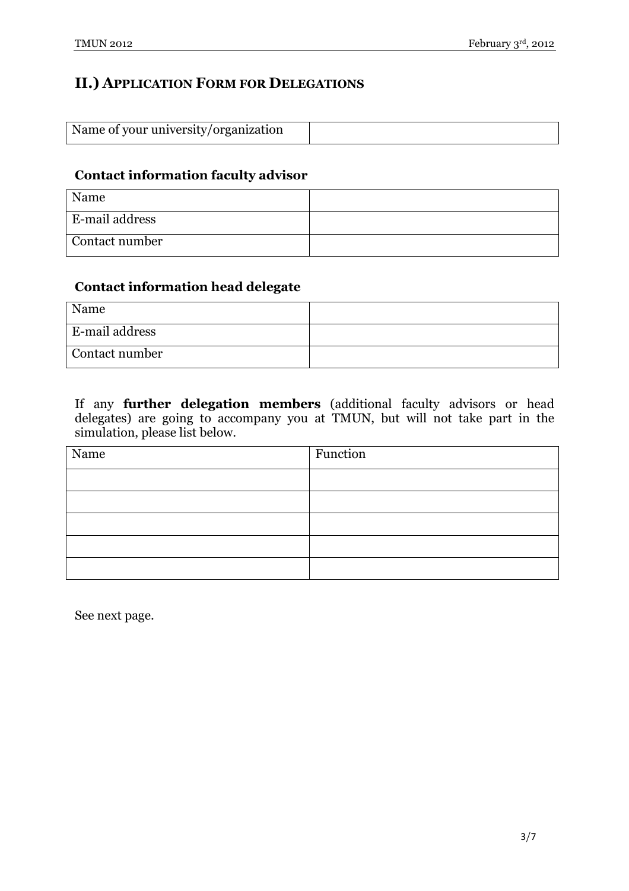## II.) APPLICATION FORM FOR DELEGATIONS

| Name of your university/organization | |
|---|---|

**Contact information faculty advisor**

| Name | |
|---|---|
| E-mail address | |
| Contact number | |

**Contact information head delegate**

| Name | |
|---|---|
| E-mail address | |
| Contact number | |

If any **further delegation members** (additional faculty advisors or head delegates) are going to accompany you at TMUN, but will not take part in the simulation, please list below.

| Name | Function |
|---|---|
| | |
| | |
| | |
| | |
| | |

See next page.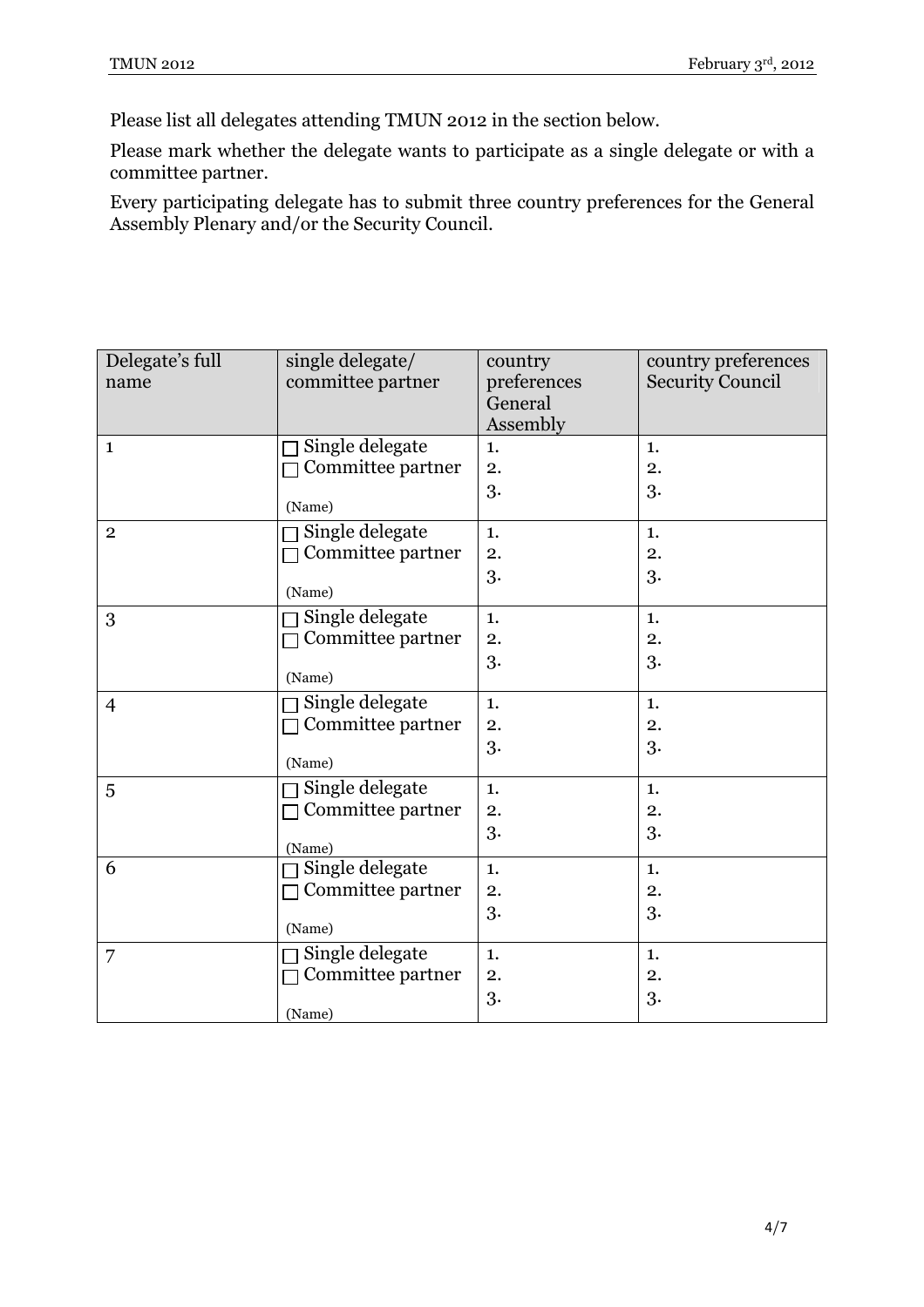Please list all delegates attending TMUN 2012 in the section below.

Please mark whether the delegate wants to participate as a single delegate or with a committee partner.

Every participating delegate has to submit three country preferences for the General Assembly Plenary and/or the Security Council.

| Delegate's full name | single delegate/ committee partner | country preferences General Assembly | country preferences Security Council |
|---|---|---|---|
| 1 | ☐ Single delegate<br>☐ Committee partner<br>(Name) | 1.<br>2.<br>3. | 1.<br>2.<br>3. |
| 2 | ☐ Single delegate<br>☐ Committee partner<br>(Name) | 1.<br>2.<br>3. | 1.<br>2.<br>3. |
| 3 | ☐ Single delegate<br>☐ Committee partner<br>(Name) | 1.<br>2.<br>3. | 1.<br>2.<br>3. |
| 4 | ☐ Single delegate<br>☐ Committee partner<br>(Name) | 1.<br>2.<br>3. | 1.<br>2.<br>3. |
| 5 | ☐ Single delegate<br>☐ Committee partner<br>(Name) | 1.<br>2.<br>3. | 1.<br>2.<br>3. |
| 6 | ☐ Single delegate<br>☐ Committee partner<br>(Name) | 1.<br>2.<br>3. | 1.<br>2.<br>3. |
| 7 | ☐ Single delegate<br>☐ Committee partner<br>(Name) | 1.<br>2.<br>3. | 1.<br>2.<br>3. |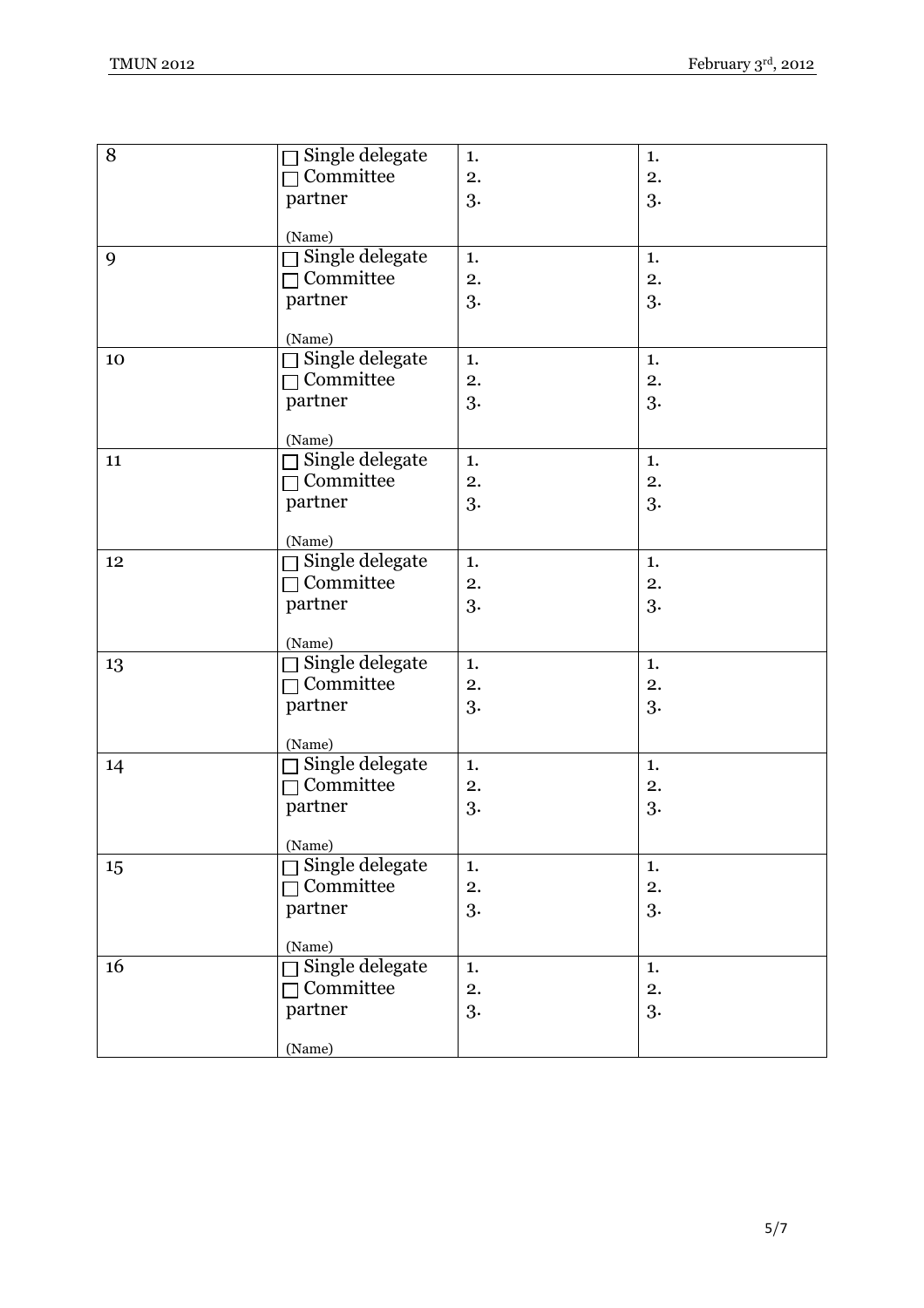| | | | |
|---|---|---|---|
| 8 | ☐ Single delegate<br>☐ Committee partner<br><br>(Name) | 1.<br>2.<br>3. | 1.<br>2.<br>3. |
| 9 | ☐ Single delegate<br>☐ Committee partner<br><br>(Name) | 1.<br>2.<br>3. | 1.<br>2.<br>3. |
| 10 | ☐ Single delegate<br>☐ Committee partner<br><br>(Name) | 1.<br>2.<br>3. | 1.<br>2.<br>3. |
| 11 | ☐ Single delegate<br>☐ Committee partner<br><br>(Name) | 1.<br>2.<br>3. | 1.<br>2.<br>3. |
| 12 | ☐ Single delegate<br>☐ Committee partner<br><br>(Name) | 1.<br>2.<br>3. | 1.<br>2.<br>3. |
| 13 | ☐ Single delegate<br>☐ Committee partner<br><br>(Name) | 1.<br>2.<br>3. | 1.<br>2.<br>3. |
| 14 | ☐ Single delegate<br>☐ Committee partner<br><br>(Name) | 1.<br>2.<br>3. | 1.<br>2.<br>3. |
| 15 | ☐ Single delegate<br>☐ Committee partner<br><br>(Name) | 1.<br>2.<br>3. | 1.<br>2.<br>3. |
| 16 | ☐ Single delegate<br>☐ Committee partner<br><br>(Name) | 1.<br>2.<br>3. | 1.<br>2.<br>3. |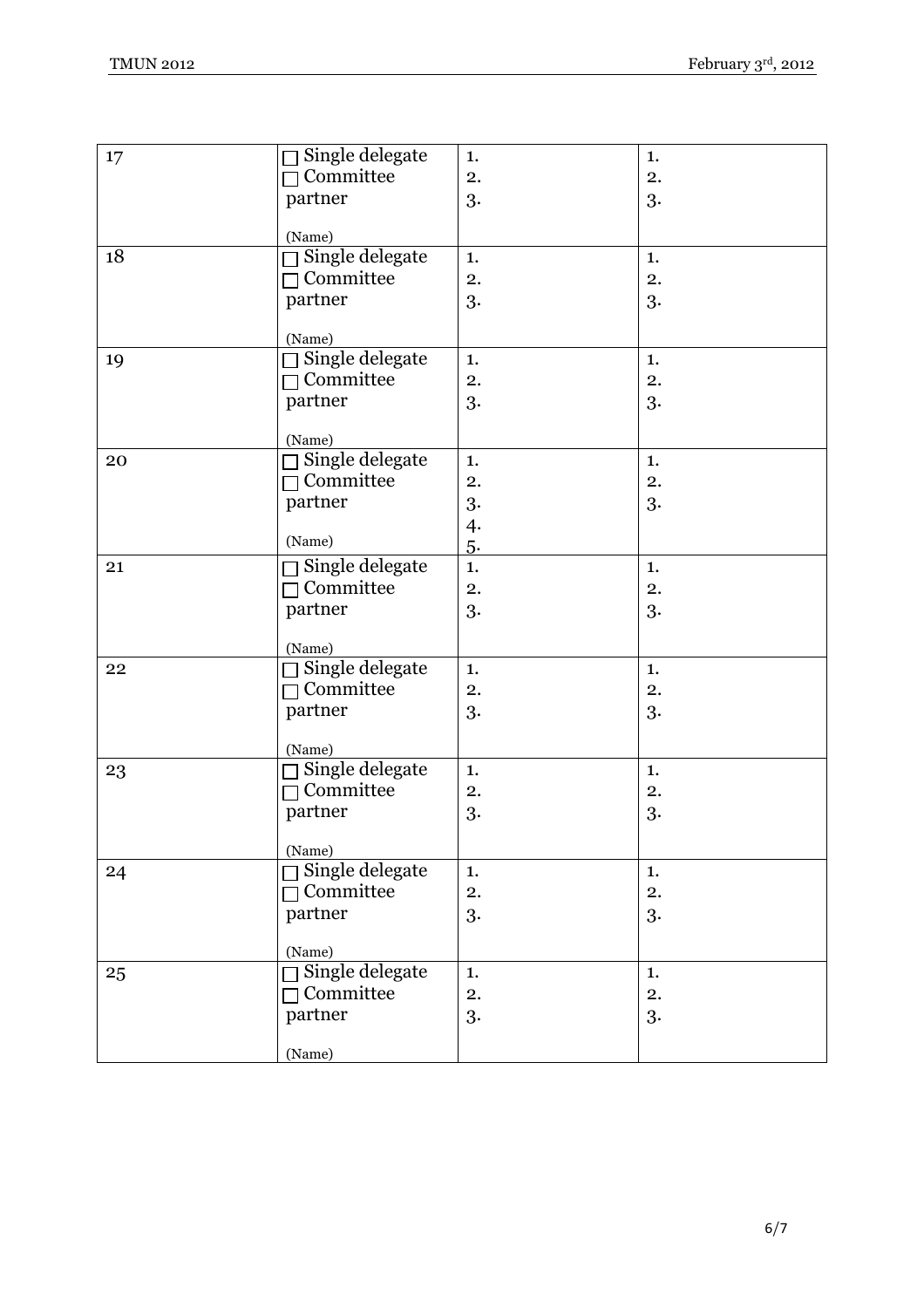| | | | |
|---|---|---|---|
| 17 | ☐ Single delegate<br>☐ Committee partner<br><br>(Name) | 1.<br>2.<br>3. | 1.<br>2.<br>3. |
| 18 | ☐ Single delegate<br>☐ Committee partner<br><br>(Name) | 1.<br>2.<br>3. | 1.<br>2.<br>3. |
| 19 | ☐ Single delegate<br>☐ Committee partner<br><br>(Name) | 1.<br>2.<br>3. | 1.<br>2.<br>3. |
| 20 | ☐ Single delegate<br>☐ Committee partner<br><br>(Name) | 1.<br>2.<br>3.<br>4.<br>5. | 1.<br>2.<br>3. |
| 21 | ☐ Single delegate<br>☐ Committee partner<br><br>(Name) | 1.<br>2.<br>3. | 1.<br>2.<br>3. |
| 22 | ☐ Single delegate<br>☐ Committee partner<br><br>(Name) | 1.<br>2.<br>3. | 1.<br>2.<br>3. |
| 23 | ☐ Single delegate<br>☐ Committee partner<br><br>(Name) | 1.<br>2.<br>3. | 1.<br>2.<br>3. |
| 24 | ☐ Single delegate<br>☐ Committee partner<br><br>(Name) | 1.<br>2.<br>3. | 1.<br>2.<br>3. |
| 25 | ☐ Single delegate<br>☐ Committee partner<br><br>(Name) | 1.<br>2.<br>3. | 1.<br>2.<br>3. |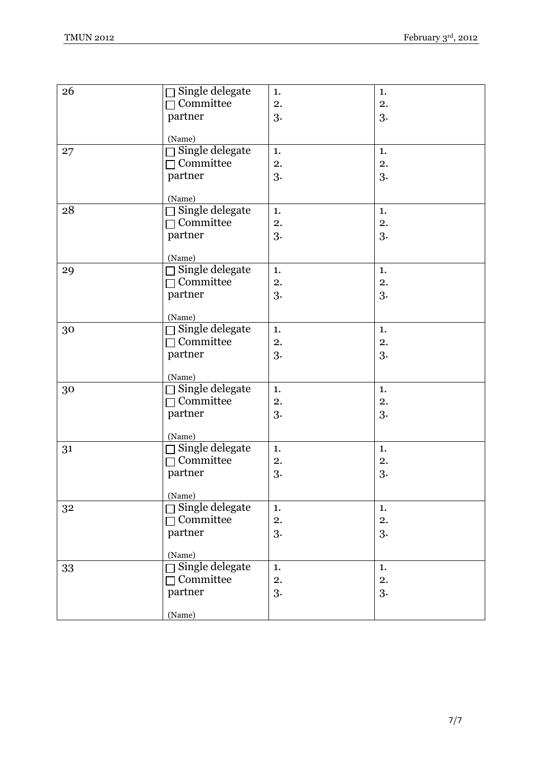| | | | |
|---|---|---|---|
| 26 | ☐ Single delegate<br>☐ Committee partner<br><br>(Name) | 1.<br>2.<br>3. | 1.<br>2.<br>3. |
| 27 | ☐ Single delegate<br>☐ Committee partner<br><br>(Name) | 1.<br>2.<br>3. | 1.<br>2.<br>3. |
| 28 | ☐ Single delegate<br>☐ Committee partner<br><br>(Name) | 1.<br>2.<br>3. | 1.<br>2.<br>3. |
| 29 | ☐ Single delegate<br>☐ Committee partner<br><br>(Name) | 1.<br>2.<br>3. | 1.<br>2.<br>3. |
| 30 | ☐ Single delegate<br>☐ Committee partner<br><br>(Name) | 1.<br>2.<br>3. | 1.<br>2.<br>3. |
| 30 | ☐ Single delegate<br>☐ Committee partner<br><br>(Name) | 1.<br>2.<br>3. | 1.<br>2.<br>3. |
| 31 | ☐ Single delegate<br>☐ Committee partner<br><br>(Name) | 1.<br>2.<br>3. | 1.<br>2.<br>3. |
| 32 | ☐ Single delegate<br>☐ Committee partner<br><br>(Name) | 1.<br>2.<br>3. | 1.<br>2.<br>3. |
| 33 | ☐ Single delegate<br>☐ Committee partner<br><br>(Name) | 1.<br>2.<br>3. | 1.<br>2.<br>3. |